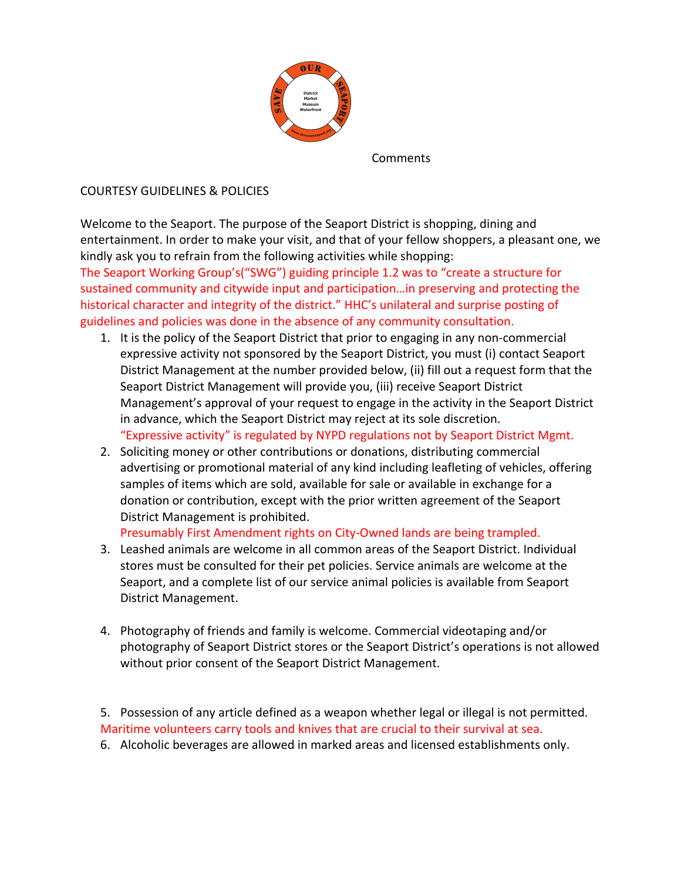SAVE OUR SEAPORT

District
Market
Museum
Waterfront

www.saveourseaport.org

Comments

COURTESY GUIDELINES & POLICIES

Welcome to the Seaport. The purpose of the Seaport District is shopping, dining and entertainment. In order to make your visit, and that of your fellow shoppers, a pleasant one, we kindly ask you to refrain from the following activities while shopping:

The Seaport Working Group's("SWG") guiding principle 1.2 was to "create a structure for sustained community and citywide input and participation…in preserving and protecting the historical character and integrity of the district." HHC's unilateral and surprise posting of guidelines and policies was done in the absence of any community consultation.

1. It is the policy of the Seaport District that prior to engaging in any non-commercial expressive activity not sponsored by the Seaport District, you must (i) contact Seaport District Management at the number provided below, (ii) fill out a request form that the Seaport District Management will provide you, (iii) receive Seaport District Management's approval of your request to engage in the activity in the Seaport District in advance, which the Seaport District may reject at its sole discretion.
   "Expressive activity" is regulated by NYPD regulations not by Seaport District Mgmt.
2. Soliciting money or other contributions or donations, distributing commercial advertising or promotional material of any kind including leafleting of vehicles, offering samples of items which are sold, available for sale or available in exchange for a donation or contribution, except with the prior written agreement of the Seaport District Management is prohibited.
   Presumably First Amendment rights on City-Owned lands are being trampled.
3. Leashed animals are welcome in all common areas of the Seaport District. Individual stores must be consulted for their pet policies. Service animals are welcome at the Seaport, and a complete list of our service animal policies is available from Seaport District Management.
4. Photography of friends and family is welcome. Commercial videotaping and/or photography of Seaport District stores or the Seaport District's operations is not allowed without prior consent of the Seaport District Management.
5. Possession of any article defined as a weapon whether legal or illegal is not permitted.
   Maritime volunteers carry tools and knives that are crucial to their survival at sea.
6. Alcoholic beverages are allowed in marked areas and licensed establishments only.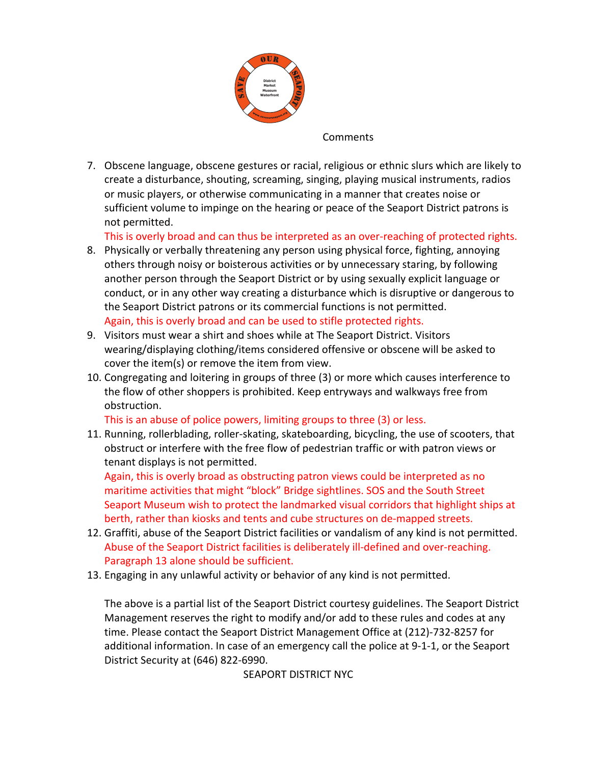Comments

7. Obscene language, obscene gestures or racial, religious or ethnic slurs which are likely to create a disturbance, shouting, screaming, singing, playing musical instruments, radios or music players, or otherwise communicating in a manner that creates noise or sufficient volume to impinge on the hearing or peace of the Seaport District patrons is not permitted.
   This is overly broad and can thus be interpreted as an over-reaching of protected rights.
8. Physically or verbally threatening any person using physical force, fighting, annoying others through noisy or boisterous activities or by unnecessary staring, by following another person through the Seaport District or by using sexually explicit language or conduct, or in any other way creating a disturbance which is disruptive or dangerous to the Seaport District patrons or its commercial functions is not permitted.
   Again, this is overly broad and can be used to stifle protected rights.
9. Visitors must wear a shirt and shoes while at The Seaport District. Visitors wearing/displaying clothing/items considered offensive or obscene will be asked to cover the item(s) or remove the item from view.
10. Congregating and loitering in groups of three (3) or more which causes interference to the flow of other shoppers is prohibited. Keep entryways and walkways free from obstruction.
    This is an abuse of police powers, limiting groups to three (3) or less.
11. Running, rollerblading, roller-skating, skateboarding, bicycling, the use of scooters, that obstruct or interfere with the free flow of pedestrian traffic or with patron views or tenant displays is not permitted.
    Again, this is overly broad as obstructing patron views could be interpreted as no maritime activities that might "block" Bridge sightlines. SOS and the South Street Seaport Museum wish to protect the landmarked visual corridors that highlight ships at berth, rather than kiosks and tents and cube structures on de-mapped streets.
12. Graffiti, abuse of the Seaport District facilities or vandalism of any kind is not permitted.
    Abuse of the Seaport District facilities is deliberately ill-defined and over-reaching. Paragraph 13 alone should be sufficient.
13. Engaging in any unlawful activity or behavior of any kind is not permitted.

The above is a partial list of the Seaport District courtesy guidelines. The Seaport District Management reserves the right to modify and/or add to these rules and codes at any time. Please contact the Seaport District Management Office at (212)-732-8257 for additional information. In case of an emergency call the police at 9-1-1, or the Seaport District Security at (646) 822-6990.

SEAPORT DISTRICT NYC